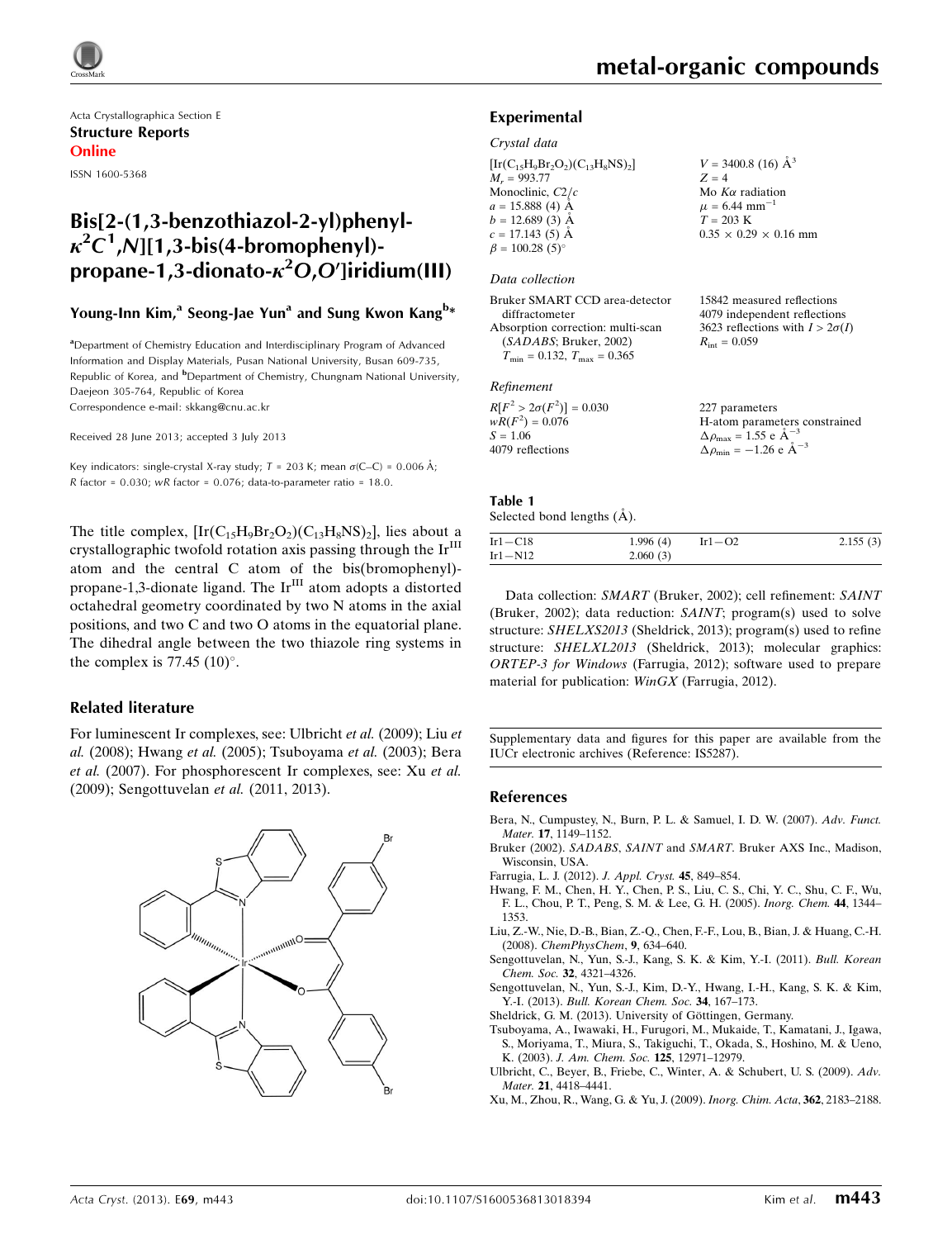Acta Crystallographica Section E

**Structure Reports Online**

ISSN 1600-5368

# Bis[2-(1,3-benzothiazol-2-yl)phenyl-$\kappa^2C^1$,$N$][1,3-bis(4-bromophenyl)-propane-1,3-dionato-$\kappa^2O$,$O'$]iridium(III)

**Young-Inn Kim,[a] Seong-Jae Yun[a] and Sung Kwon Kang[b]***

[a]Department of Chemistry Education and Interdisciplinary Program of Advanced Information and Display Materials, Pusan National University, Busan 609-735, Republic of Korea, and [b]Department of Chemistry, Chungnam National University, Daejeon 305-764, Republic of Korea

Correspondence e-mail: skkang@cnu.ac.kr

Received 28 June 2013; accepted 3 July 2013

Key indicators: single-crystal X-ray study; $T$ = 203 K; mean $\sigma$(C–C) = 0.006 Å; $R$ factor = 0.030; $wR$ factor = 0.076; data-to-parameter ratio = 18.0.

The title complex, $[Ir(C_{15}H_9Br_2O_2)(C_{13}H_8NS)_2]$, lies about a crystallographic twofold rotation axis passing through the $Ir^{III}$ atom and the central C atom of the bis(bromophenyl)-propane-1,3-dionate ligand. The $Ir^{III}$ atom adopts a distorted octahedral geometry coordinated by two N atoms in the axial positions, and two C and two O atoms in the equatorial plane. The dihedral angle between the two thiazole ring systems in the complex is 77.45 (10)°.

## Related literature

For luminescent Ir complexes, see: Ulbricht *et al.* (2009); Liu *et al.* (2008); Hwang *et al.* (2005); Tsuboyama *et al.* (2003); Bera *et al.* (2007). For phosphorescent Ir complexes, see: Xu *et al.* (2009); Sengottuvelan *et al.* (2011, 2013).

## Experimental

### Crystal data

$[Ir(C_{15}H_9Br_2O_2)(C_{13}H_8NS)_2]$
$M_r$ = 993.77
Monoclinic, $C2/c$
$a$ = 15.888 (4) Å
$b$ = 12.689 (3) Å
$c$ = 17.143 (5) Å
$\beta$ = 100.28 (5)°
$V$ = 3400.8 (16) Å$^3$
$Z$ = 4
Mo $K\alpha$ radiation
$\mu$ = 6.44 mm$^{-1}$
$T$ = 203 K
0.35 × 0.29 × 0.16 mm

### Data collection

Bruker SMART CCD area-detector diffractometer
Absorption correction: multi-scan (*SADABS*; Bruker, 2002)
$T_{min}$ = 0.132, $T_{max}$ = 0.365
15842 measured reflections
4079 independent reflections
3623 reflections with $I > 2\sigma(I)$
$R_{int}$ = 0.059

### Refinement

$R[F^2 > 2\sigma(F^2)]$ = 0.030
$wR(F^2)$ = 0.076
$S$ = 1.06
4079 reflections
227 parameters
H-atom parameters constrained
$\Delta\rho_{max}$ = 1.55 e Å$^{-3}$
$\Delta\rho_{min}$ = −1.26 e Å$^{-3}$

**Table 1**
Selected bond lengths (Å).

| | | | |
|---|---|---|---|
| Ir1—C18 | 1.996 (4) | Ir1—O2 | 2.155 (3) |
| Ir1—N12 | 2.060 (3) | | |

Data collection: *SMART* (Bruker, 2002); cell refinement: *SAINT* (Bruker, 2002); data reduction: *SAINT*; program(s) used to solve structure: *SHELXS2013* (Sheldrick, 2013); program(s) used to refine structure: *SHELXL2013* (Sheldrick, 2013); molecular graphics: *ORTEP-3 for Windows* (Farrugia, 2012); software used to prepare material for publication: *WinGX* (Farrugia, 2012).

Supplementary data and figures for this paper are available from the IUCr electronic archives (Reference: IS5287).

## References

Bera, N., Cumpustey, N., Burn, P. L. & Samuel, I. D. W. (2007). *Adv. Funct. Mater.* **17**, 1149–1152.

Bruker (2002). *SADABS*, *SAINT* and *SMART*. Bruker AXS Inc., Madison, Wisconsin, USA.

Farrugia, L. J. (2012). *J. Appl. Cryst.* **45**, 849–854.

Hwang, F. M., Chen, H. Y., Chen, P. S., Liu, C. S., Chi, Y. C., Shu, C. F., Wu, F. L., Chou, P. T., Peng, S. M. & Lee, G. H. (2005). *Inorg. Chem.* **44**, 1344–1353.

Liu, Z.-W., Nie, D.-B., Bian, Z.-Q., Chen, F.-F., Lou, B., Bian, J. & Huang, C.-H. (2008). *ChemPhysChem*, **9**, 634–640.

Sengottuvelan, N., Yun, S.-J., Kang, S. K. & Kim, Y.-I. (2011). *Bull. Korean Chem. Soc.* **32**, 4321–4326.

Sengottuvelan, N., Yun, S.-J., Kim, D.-Y., Hwang, I.-H., Kang, S. K. & Kim, Y.-I. (2013). *Bull. Korean Chem. Soc.* **34**, 167–173.

Sheldrick, G. M. (2013). University of Göttingen, Germany.

Tsuboyama, A., Iwawaki, H., Furugori, M., Mukaide, T., Kamatani, J., Igawa, S., Moriyama, T., Miura, S., Takiguchi, T., Okada, S., Hoshino, M. & Ueno, K. (2003). *J. Am. Chem. Soc.* **125**, 12971–12979.

Ulbricht, C., Beyer, B., Friebe, C., Winter, A. & Schubert, U. S. (2009). *Adv. Mater.* **21**, 4418–4441.

Xu, M., Zhou, R., Wang, G. & Yu, J. (2009). *Inorg. Chim. Acta*, **362**, 2183–2188.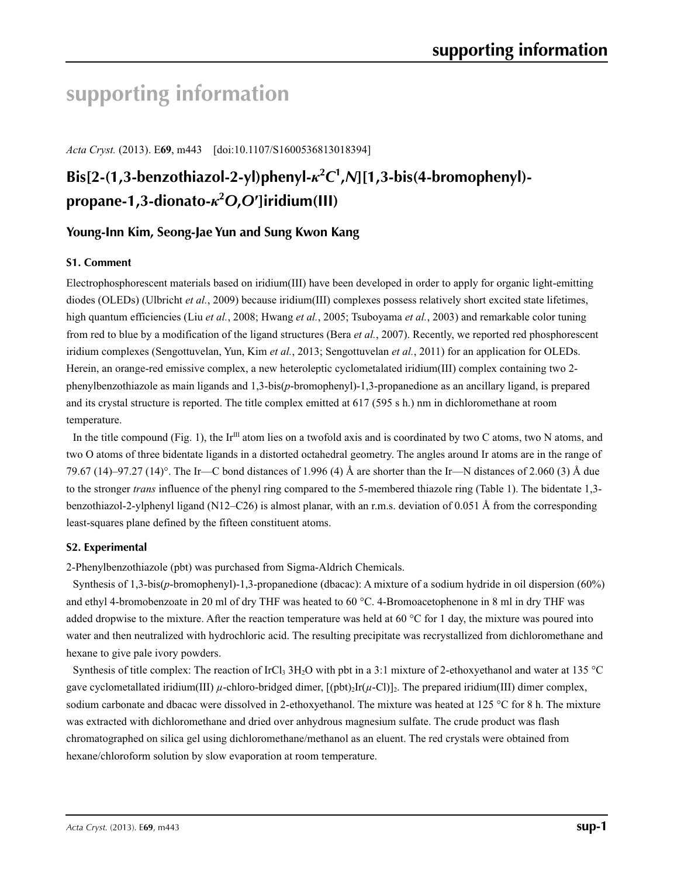# supporting information

*Acta Cryst.* (2013). E**69**, m443 [doi:10.1107/S1600536813018394]

## Bis[2-(1,3-benzothiazol-2-yl)phenyl-$\kappa^2C^1$,$N$][1,3-bis(4-bromophenyl)-propane-1,3-dionato-$\kappa^2O$,$O'$]iridium(III)

### Young-Inn Kim, Seong-Jae Yun and Sung Kwon Kang

#### S1. Comment

Electrophosphorescent materials based on iridium(III) have been developed in order to apply for organic light-emitting diodes (OLEDs) (Ulbricht *et al.*, 2009) because iridium(III) complexes possess relatively short excited state lifetimes, high quantum efficiencies (Liu *et al.*, 2008; Hwang *et al.*, 2005; Tsuboyama *et al.*, 2003) and remarkable color tuning from red to blue by a modification of the ligand structures (Bera *et al.*, 2007). Recently, we reported red phosphorescent iridium complexes (Sengottuvelan, Yun, Kim *et al.*, 2013; Sengottuvelan *et al.*, 2011) for an application for OLEDs. Herein, an orange-red emissive complex, a new heteroleptic cyclometalated iridium(III) complex containing two 2-phenylbenzothiazole as main ligands and 1,3-bis(*p*-bromophenyl)-1,3-propanedione as an ancillary ligand, is prepared and its crystal structure is reported. The title complex emitted at 617 (595 s h.) nm in dichloromethane at room temperature.

In the title compound (Fig. 1), the Ir$^{III}$ atom lies on a twofold axis and is coordinated by two C atoms, two N atoms, and two O atoms of three bidentate ligands in a distorted octahedral geometry. The angles around Ir atoms are in the range of 79.67 (14)–97.27 (14)°. The Ir—C bond distances of 1.996 (4) Å are shorter than the Ir—N distances of 2.060 (3) Å due to the stronger *trans* influence of the phenyl ring compared to the 5-membered thiazole ring (Table 1). The bidentate 1,3-benzothiazol-2-ylphenyl ligand (N12–C26) is almost planar, with an r.m.s. deviation of 0.051 Å from the corresponding least-squares plane defined by the fifteen constituent atoms.

#### S2. Experimental

2-Phenylbenzothiazole (pbt) was purchased from Sigma-Aldrich Chemicals.

Synthesis of 1,3-bis(*p*-bromophenyl)-1,3-propanedione (dbacac): A mixture of a sodium hydride in oil dispersion (60%) and ethyl 4-bromobenzoate in 20 ml of dry THF was heated to 60 °C. 4-Bromoacetophenone in 8 ml in dry THF was added dropwise to the mixture. After the reaction temperature was held at 60 °C for 1 day, the mixture was poured into water and then neutralized with hydrochloric acid. The resulting precipitate was recrystallized from dichloromethane and hexane to give pale ivory powders.

Synthesis of title complex: The reaction of $IrCl_3\ 3H_2O$ with pbt in a 3:1 mixture of 2-ethoxyethanol and water at 135 °C gave cyclometallated iridium(III) $\mu$-chloro-bridged dimer, $[(pbt)_2Ir(\mu\text{-}Cl)]_2$. The prepared iridium(III) dimer complex, sodium carbonate and dbacac were dissolved in 2-ethoxyethanol. The mixture was heated at 125 °C for 8 h. The mixture was extracted with dichloromethane and dried over anhydrous magnesium sulfate. The crude product was flash chromatographed on silica gel using dichloromethane/methanol as an eluent. The red crystals were obtained from hexane/chloroform solution by slow evaporation at room temperature.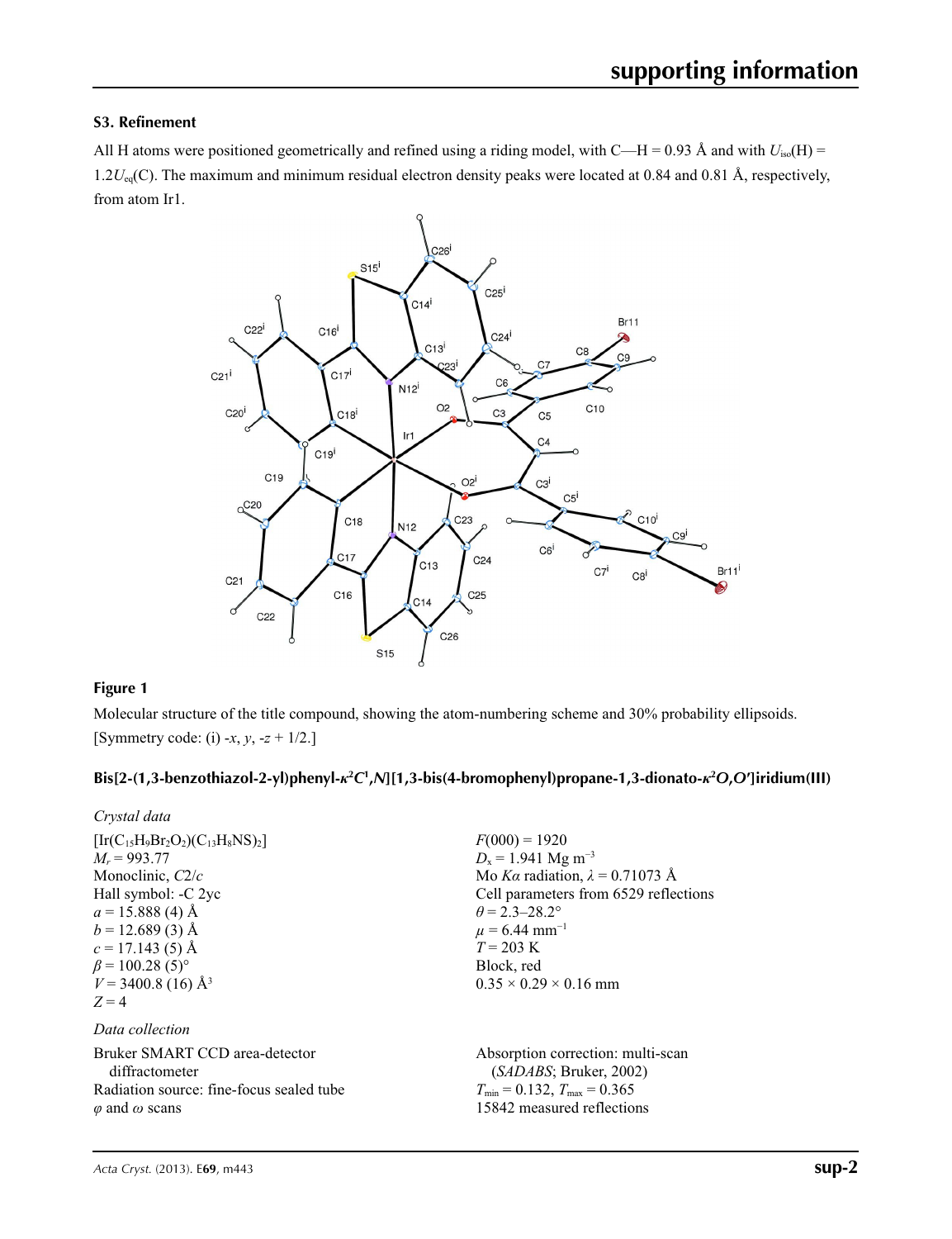### S3. Refinement

All H atoms were positioned geometrically and refined using a riding model, with C—H = 0.93 Å and with $U_{iso}(H) = 1.2U_{eq}(C)$. The maximum and minimum residual electron density peaks were located at 0.84 and 0.81 Å, respectively, from atom Ir1.

**Figure 1**

Molecular structure of the title compound, showing the atom-numbering scheme and 30% probability ellipsoids. [Symmetry code: (i) -*x*, *y*, -*z* + 1/2.]

### Bis[2-(1,3-benzothiazol-2-yl)phenyl-$\kappa^2C^1,N$][1,3-bis(4-bromophenyl)propane-1,3-dionato-$\kappa^2O,O'$]iridium(III)

*Crystal data*

$[Ir(C_{15}H_9Br_2O_2)(C_{13}H_8NS)_2]$
$M_r = 993.77$
Monoclinic, $C2/c$
Hall symbol: -C 2yc
$a = 15.888$ (4) Å
$b = 12.689$ (3) Å
$c = 17.143$ (5) Å
$\beta = 100.28$ (5)°
$V = 3400.8$ (16) Å$^3$
$Z = 4$
$F(000) = 1920$
$D_x = 1.941$ Mg m$^{-3}$
Mo $K\alpha$ radiation, $\lambda = 0.71073$ Å
Cell parameters from 6529 reflections
$\theta = 2.3$–28.2°
$\mu = 6.44$ mm$^{-1}$
$T = 203$ K
Block, red
0.35 × 0.29 × 0.16 mm

*Data collection*

Bruker SMART CCD area-detector diffractometer
Radiation source: fine-focus sealed tube
$\varphi$ and $\omega$ scans
Absorption correction: multi-scan (*SADABS*; Bruker, 2002)
$T_{min} = 0.132$, $T_{max} = 0.365$
15842 measured reflections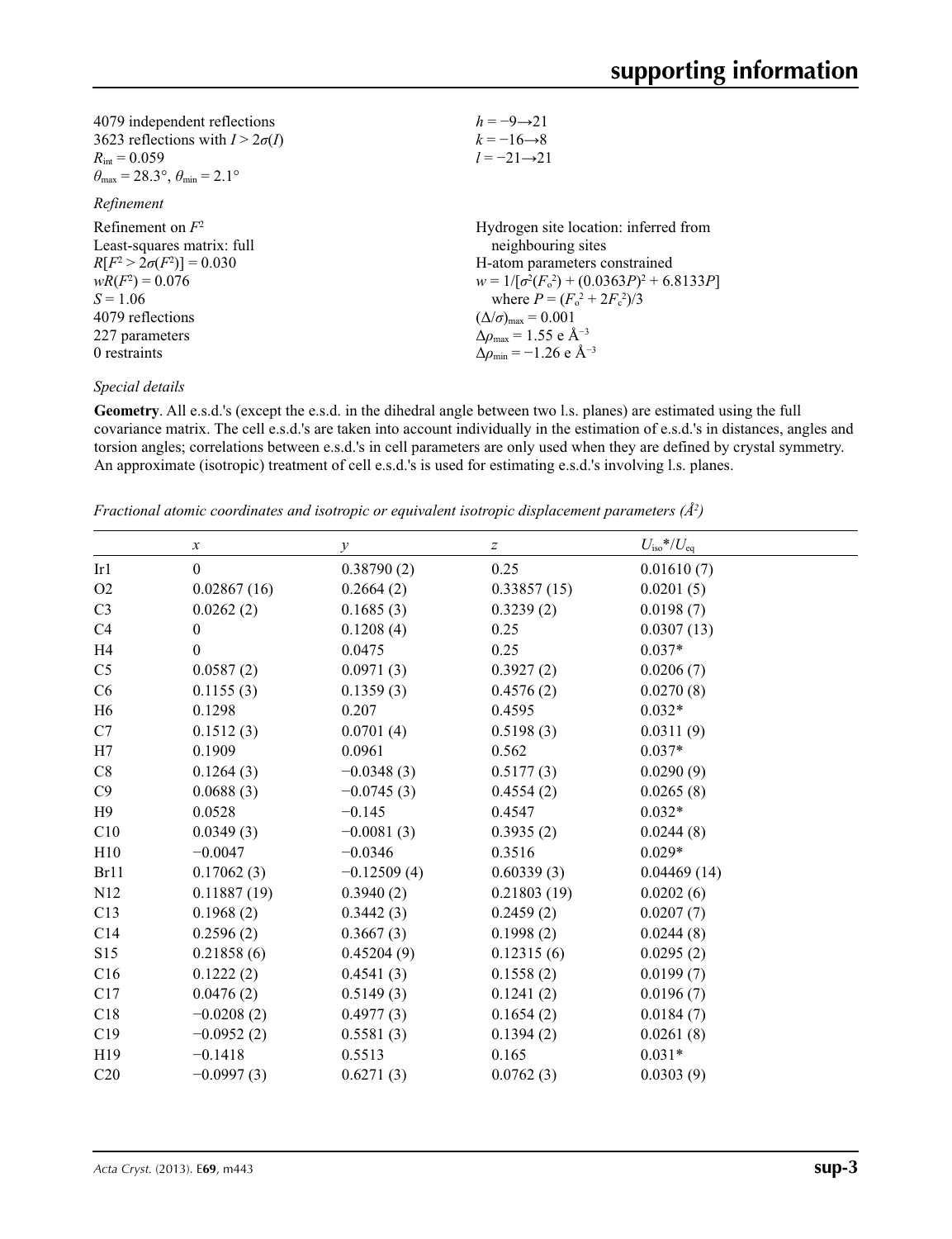4079 independent reflections
3623 reflections with $I > 2\sigma(I)$
$R_{int} = 0.059$
$\theta_{max} = 28.3°$, $\theta_{min} = 2.1°$
$h = -9 \rightarrow 21$
$k = -16 \rightarrow 8$
$l = -21 \rightarrow 21$

*Refinement*

Refinement on $F^2$
Least-squares matrix: full
$R[F^2 > 2\sigma(F^2)] = 0.030$
$wR(F^2) = 0.076$
$S = 1.06$
4079 reflections
227 parameters
0 restraints
Hydrogen site location: inferred from neighbouring sites
H-atom parameters constrained
$w = 1/[\sigma^2(F_o^2) + (0.0363P)^2 + 6.8133P]$ where $P = (F_o^2 + 2F_c^2)/3$
$(\Delta/\sigma)_{max} = 0.001$
$\Delta\rho_{max} = 1.55$ e Å$^{-3}$
$\Delta\rho_{min} = -1.26$ e Å$^{-3}$

*Special details*

**Geometry**. All e.s.d.'s (except the e.s.d. in the dihedral angle between two l.s. planes) are estimated using the full covariance matrix. The cell e.s.d.'s are taken into account individually in the estimation of e.s.d.'s in distances, angles and torsion angles; correlations between e.s.d.'s in cell parameters are only used when they are defined by crystal symmetry. An approximate (isotropic) treatment of cell e.s.d.'s is used for estimating e.s.d.'s involving l.s. planes.

*Fractional atomic coordinates and isotropic or equivalent isotropic displacement parameters (Å$^2$)*

| | $x$ | $y$ | $z$ | $U_{iso}$*/$U_{eq}$ |
|---|---|---|---|---|
| Ir1 | 0 | 0.38790 (2) | 0.25 | 0.01610 (7) |
| O2 | 0.02867 (16) | 0.2664 (2) | 0.33857 (15) | 0.0201 (5) |
| C3 | 0.0262 (2) | 0.1685 (3) | 0.3239 (2) | 0.0198 (7) |
| C4 | 0 | 0.1208 (4) | 0.25 | 0.0307 (13) |
| H4 | 0 | 0.0475 | 0.25 | 0.037* |
| C5 | 0.0587 (2) | 0.0971 (3) | 0.3927 (2) | 0.0206 (7) |
| C6 | 0.1155 (3) | 0.1359 (3) | 0.4576 (2) | 0.0270 (8) |
| H6 | 0.1298 | 0.207 | 0.4595 | 0.032* |
| C7 | 0.1512 (3) | 0.0701 (4) | 0.5198 (3) | 0.0311 (9) |
| H7 | 0.1909 | 0.0961 | 0.562 | 0.037* |
| C8 | 0.1264 (3) | −0.0348 (3) | 0.5177 (3) | 0.0290 (9) |
| C9 | 0.0688 (3) | −0.0745 (3) | 0.4554 (2) | 0.0265 (8) |
| H9 | 0.0528 | −0.145 | 0.4547 | 0.032* |
| C10 | 0.0349 (3) | −0.0081 (3) | 0.3935 (2) | 0.0244 (8) |
| H10 | −0.0047 | −0.0346 | 0.3516 | 0.029* |
| Br11 | 0.17062 (3) | −0.12509 (4) | 0.60339 (3) | 0.04469 (14) |
| N12 | 0.11887 (19) | 0.3940 (2) | 0.21803 (19) | 0.0202 (6) |
| C13 | 0.1968 (2) | 0.3442 (3) | 0.2459 (2) | 0.0207 (7) |
| C14 | 0.2596 (2) | 0.3667 (3) | 0.1998 (2) | 0.0244 (8) |
| S15 | 0.21858 (6) | 0.45204 (9) | 0.12315 (6) | 0.0295 (2) |
| C16 | 0.1222 (2) | 0.4541 (3) | 0.1558 (2) | 0.0199 (7) |
| C17 | 0.0476 (2) | 0.5149 (3) | 0.1241 (2) | 0.0196 (7) |
| C18 | −0.0208 (2) | 0.4977 (3) | 0.1654 (2) | 0.0184 (7) |
| C19 | −0.0952 (2) | 0.5581 (3) | 0.1394 (2) | 0.0261 (8) |
| H19 | −0.1418 | 0.5513 | 0.165 | 0.031* |
| C20 | −0.0997 (3) | 0.6271 (3) | 0.0762 (3) | 0.0303 (9) |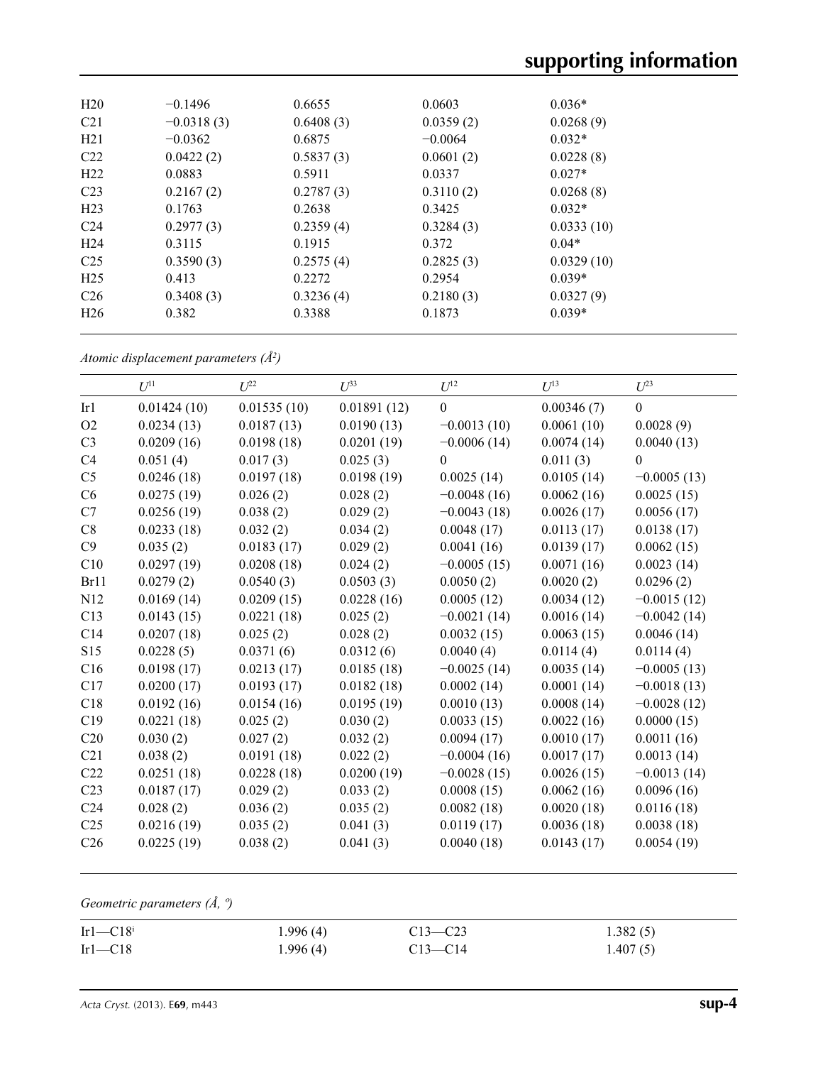| | | | | |
|---|---|---|---|---|
| H20 | −0.1496 | 0.6655 | 0.0603 | 0.036* |
| C21 | −0.0318 (3) | 0.6408 (3) | 0.0359 (2) | 0.0268 (9) |
| H21 | −0.0362 | 0.6875 | −0.0064 | 0.032* |
| C22 | 0.0422 (2) | 0.5837 (3) | 0.0601 (2) | 0.0228 (8) |
| H22 | 0.0883 | 0.5911 | 0.0337 | 0.027* |
| C23 | 0.2167 (2) | 0.2787 (3) | 0.3110 (2) | 0.0268 (8) |
| H23 | 0.1763 | 0.2638 | 0.3425 | 0.032* |
| C24 | 0.2977 (3) | 0.2359 (4) | 0.3284 (3) | 0.0333 (10) |
| H24 | 0.3115 | 0.1915 | 0.372 | 0.04* |
| C25 | 0.3590 (3) | 0.2575 (4) | 0.2825 (3) | 0.0329 (10) |
| H25 | 0.413 | 0.2272 | 0.2954 | 0.039* |
| C26 | 0.3408 (3) | 0.3236 (4) | 0.2180 (3) | 0.0327 (9) |
| H26 | 0.382 | 0.3388 | 0.1873 | 0.039* |

*Atomic displacement parameters (Å²)*

| | $U^{11}$ | $U^{22}$ | $U^{33}$ | $U^{12}$ | $U^{13}$ | $U^{23}$ |
|---|---|---|---|---|---|---|
| Ir1 | 0.01424 (10) | 0.01535 (10) | 0.01891 (12) | 0 | 0.00346 (7) | 0 |
| O2 | 0.0234 (13) | 0.0187 (13) | 0.0190 (13) | −0.0013 (10) | 0.0061 (10) | 0.0028 (9) |
| C3 | 0.0209 (16) | 0.0198 (18) | 0.0201 (19) | −0.0006 (14) | 0.0074 (14) | 0.0040 (13) |
| C4 | 0.051 (4) | 0.017 (3) | 0.025 (3) | 0 | 0.011 (3) | 0 |
| C5 | 0.0246 (18) | 0.0197 (18) | 0.0198 (19) | 0.0025 (14) | 0.0105 (14) | −0.0005 (13) |
| C6 | 0.0275 (19) | 0.026 (2) | 0.028 (2) | −0.0048 (16) | 0.0062 (16) | 0.0025 (15) |
| C7 | 0.0256 (19) | 0.038 (2) | 0.029 (2) | −0.0043 (18) | 0.0026 (17) | 0.0056 (17) |
| C8 | 0.0233 (18) | 0.032 (2) | 0.034 (2) | 0.0048 (17) | 0.0113 (17) | 0.0138 (17) |
| C9 | 0.035 (2) | 0.0183 (17) | 0.029 (2) | 0.0041 (16) | 0.0139 (17) | 0.0062 (15) |
| C10 | 0.0297 (19) | 0.0208 (18) | 0.024 (2) | −0.0005 (15) | 0.0071 (16) | 0.0023 (14) |
| Br11 | 0.0279 (2) | 0.0540 (3) | 0.0503 (3) | 0.0050 (2) | 0.0020 (2) | 0.0296 (2) |
| N12 | 0.0169 (14) | 0.0209 (15) | 0.0228 (16) | 0.0005 (12) | 0.0034 (12) | −0.0015 (12) |
| C13 | 0.0143 (15) | 0.0221 (18) | 0.025 (2) | −0.0021 (14) | 0.0016 (14) | −0.0042 (14) |
| C14 | 0.0207 (18) | 0.025 (2) | 0.028 (2) | 0.0032 (15) | 0.0063 (15) | 0.0046 (14) |
| S15 | 0.0228 (5) | 0.0371 (6) | 0.0312 (6) | 0.0040 (4) | 0.0114 (4) | 0.0114 (4) |
| C16 | 0.0198 (17) | 0.0213 (17) | 0.0185 (18) | −0.0025 (14) | 0.0035 (14) | −0.0005 (13) |
| C17 | 0.0200 (17) | 0.0193 (17) | 0.0182 (18) | 0.0002 (14) | 0.0001 (14) | −0.0018 (13) |
| C18 | 0.0192 (16) | 0.0154 (16) | 0.0195 (19) | 0.0010 (13) | 0.0008 (14) | −0.0028 (12) |
| C19 | 0.0221 (18) | 0.025 (2) | 0.030 (2) | 0.0033 (15) | 0.0022 (16) | 0.0000 (15) |
| C20 | 0.030 (2) | 0.027 (2) | 0.032 (2) | 0.0094 (17) | 0.0010 (17) | 0.0011 (16) |
| C21 | 0.038 (2) | 0.0191 (18) | 0.022 (2) | −0.0004 (16) | 0.0017 (17) | 0.0013 (14) |
| C22 | 0.0251 (18) | 0.0228 (18) | 0.0200 (19) | −0.0028 (15) | 0.0026 (15) | −0.0013 (14) |
| C23 | 0.0187 (17) | 0.029 (2) | 0.033 (2) | 0.0008 (15) | 0.0062 (16) | 0.0096 (16) |
| C24 | 0.028 (2) | 0.036 (2) | 0.035 (2) | 0.0082 (18) | 0.0020 (18) | 0.0116 (18) |
| C25 | 0.0216 (19) | 0.035 (2) | 0.041 (3) | 0.0119 (17) | 0.0036 (18) | 0.0038 (18) |
| C26 | 0.0225 (19) | 0.038 (2) | 0.041 (3) | 0.0040 (18) | 0.0143 (17) | 0.0054 (19) |

*Geometric parameters (Å, º)*

| | | | |
|---|---|---|---|
| Ir1—C18$^{i}$ | 1.996 (4) | C13—C23 | 1.382 (5) |
| Ir1—C18 | 1.996 (4) | C13—C14 | 1.407 (5) |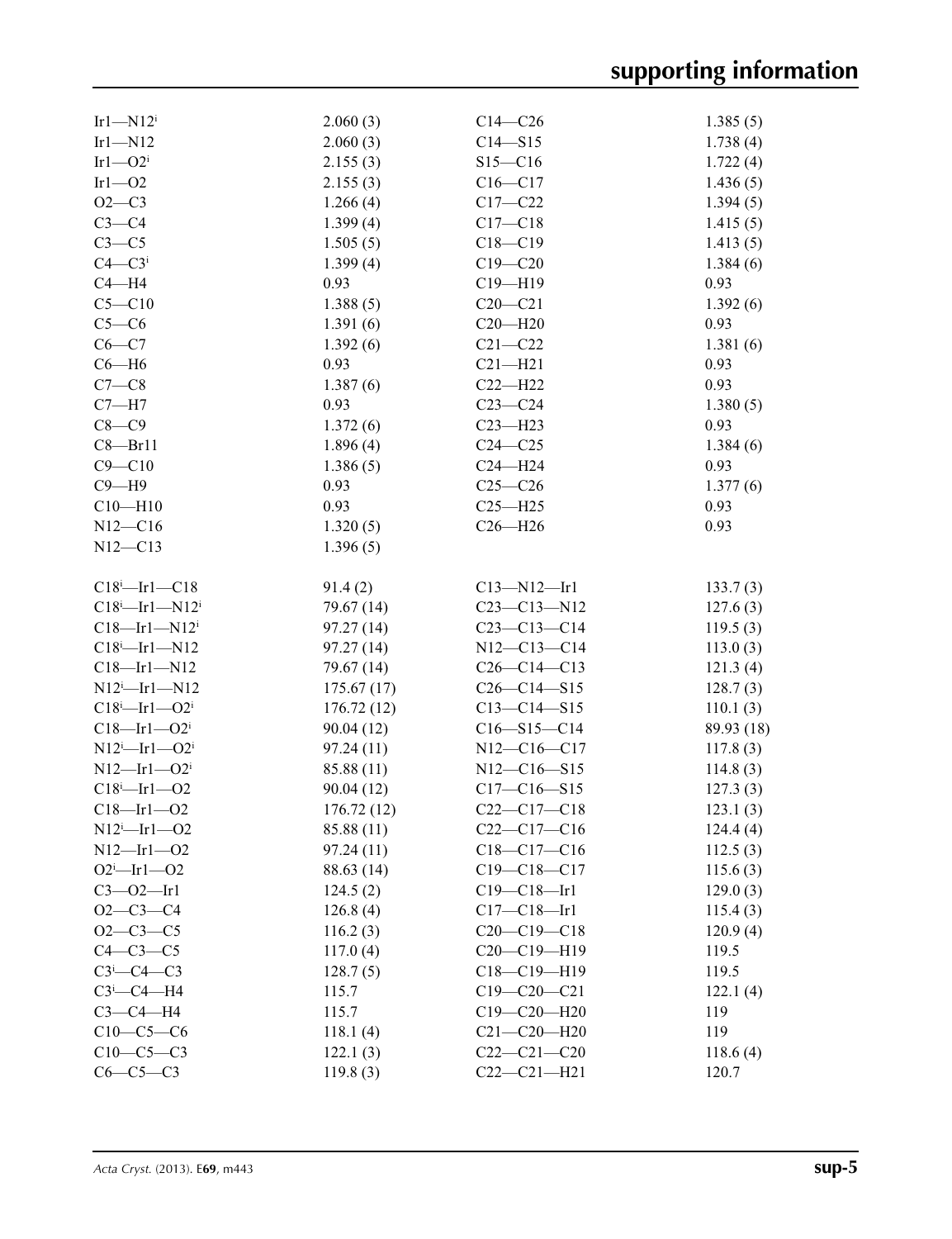| | | | |
|---|---|---|---|
| Ir1—N12$^{i}$ | 2.060 (3) | C14—C26 | 1.385 (5) |
| Ir1—N12 | 2.060 (3) | C14—S15 | 1.738 (4) |
| Ir1—O2$^{i}$ | 2.155 (3) | S15—C16 | 1.722 (4) |
| Ir1—O2 | 2.155 (3) | C16—C17 | 1.436 (5) |
| O2—C3 | 1.266 (4) | C17—C22 | 1.394 (5) |
| C3—C4 | 1.399 (4) | C17—C18 | 1.415 (5) |
| C3—C5 | 1.505 (5) | C18—C19 | 1.413 (5) |
| C4—C3$^{i}$ | 1.399 (4) | C19—C20 | 1.384 (6) |
| C4—H4 | 0.93 | C19—H19 | 0.93 |
| C5—C10 | 1.388 (5) | C20—C21 | 1.392 (6) |
| C5—C6 | 1.391 (6) | C20—H20 | 0.93 |
| C6—C7 | 1.392 (6) | C21—C22 | 1.381 (6) |
| C6—H6 | 0.93 | C21—H21 | 0.93 |
| C7—C8 | 1.387 (6) | C22—H22 | 0.93 |
| C7—H7 | 0.93 | C23—C24 | 1.380 (5) |
| C8—C9 | 1.372 (6) | C23—H23 | 0.93 |
| C8—Br11 | 1.896 (4) | C24—C25 | 1.384 (6) |
| C9—C10 | 1.386 (5) | C24—H24 | 0.93 |
| C9—H9 | 0.93 | C25—C26 | 1.377 (6) |
| C10—H10 | 0.93 | C25—H25 | 0.93 |
| N12—C16 | 1.320 (5) | C26—H26 | 0.93 |
| N12—C13 | 1.396 (5) | | |
| | | | |
| C18$^{i}$—Ir1—C18 | 91.4 (2) | C13—N12—Ir1 | 133.7 (3) |
| C18$^{i}$—Ir1—N12$^{i}$ | 79.67 (14) | C23—C13—N12 | 127.6 (3) |
| C18—Ir1—N12$^{i}$ | 97.27 (14) | C23—C13—C14 | 119.5 (3) |
| C18$^{i}$—Ir1—N12 | 97.27 (14) | N12—C13—C14 | 113.0 (3) |
| C18—Ir1—N12 | 79.67 (14) | C26—C14—C13 | 121.3 (4) |
| N12$^{i}$—Ir1—N12 | 175.67 (17) | C26—C14—S15 | 128.7 (3) |
| C18$^{i}$—Ir1—O2$^{i}$ | 176.72 (12) | C13—C14—S15 | 110.1 (3) |
| C18—Ir1—O2$^{i}$ | 90.04 (12) | C16—S15—C14 | 89.93 (18) |
| N12$^{i}$—Ir1—O2$^{i}$ | 97.24 (11) | N12—C16—C17 | 117.8 (3) |
| N12—Ir1—O2$^{i}$ | 85.88 (11) | N12—C16—S15 | 114.8 (3) |
| C18$^{i}$—Ir1—O2 | 90.04 (12) | C17—C16—S15 | 127.3 (3) |
| C18—Ir1—O2 | 176.72 (12) | C22—C17—C18 | 123.1 (3) |
| N12$^{i}$—Ir1—O2 | 85.88 (11) | C22—C17—C16 | 124.4 (4) |
| N12—Ir1—O2 | 97.24 (11) | C18—C17—C16 | 112.5 (3) |
| O2$^{i}$—Ir1—O2 | 88.63 (14) | C19—C18—C17 | 115.6 (3) |
| C3—O2—Ir1 | 124.5 (2) | C19—C18—Ir1 | 129.0 (3) |
| O2—C3—C4 | 126.8 (4) | C17—C18—Ir1 | 115.4 (3) |
| O2—C3—C5 | 116.2 (3) | C20—C19—C18 | 120.9 (4) |
| C4—C3—C5 | 117.0 (4) | C20—C19—H19 | 119.5 |
| C3$^{i}$—C4—C3 | 128.7 (5) | C18—C19—H19 | 119.5 |
| C3$^{i}$—C4—H4 | 115.7 | C19—C20—C21 | 122.1 (4) |
| C3—C4—H4 | 115.7 | C19—C20—H20 | 119 |
| C10—C5—C6 | 118.1 (4) | C21—C20—H20 | 119 |
| C10—C5—C3 | 122.1 (3) | C22—C21—C20 | 118.6 (4) |
| C6—C5—C3 | 119.8 (3) | C22—C21—H21 | 120.7 |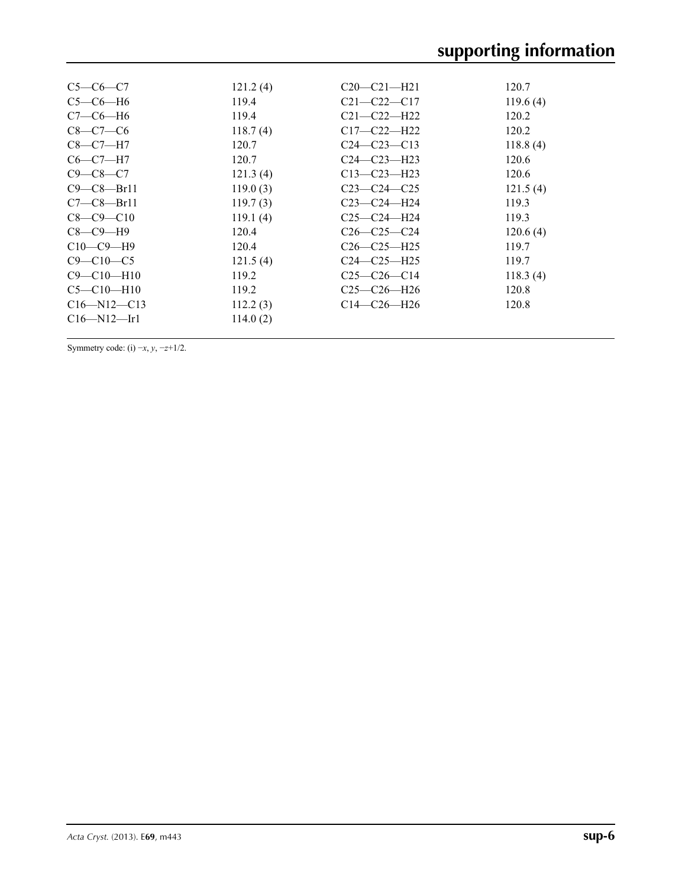| | | | |
|---|---|---|---|
| C5—C6—C7 | 121.2 (4) | C20—C21—H21 | 120.7 |
| C5—C6—H6 | 119.4 | C21—C22—C17 | 119.6 (4) |
| C7—C6—H6 | 119.4 | C21—C22—H22 | 120.2 |
| C8—C7—C6 | 118.7 (4) | C17—C22—H22 | 120.2 |
| C8—C7—H7 | 120.7 | C24—C23—C13 | 118.8 (4) |
| C6—C7—H7 | 120.7 | C24—C23—H23 | 120.6 |
| C9—C8—C7 | 121.3 (4) | C13—C23—H23 | 120.6 |
| C9—C8—Br11 | 119.0 (3) | C23—C24—C25 | 121.5 (4) |
| C7—C8—Br11 | 119.7 (3) | C23—C24—H24 | 119.3 |
| C8—C9—C10 | 119.1 (4) | C25—C24—H24 | 119.3 |
| C8—C9—H9 | 120.4 | C26—C25—C24 | 120.6 (4) |
| C10—C9—H9 | 120.4 | C26—C25—H25 | 119.7 |
| C9—C10—C5 | 121.5 (4) | C24—C25—H25 | 119.7 |
| C9—C10—H10 | 119.2 | C25—C26—C14 | 118.3 (4) |
| C5—C10—H10 | 119.2 | C25—C26—H26 | 120.8 |
| C16—N12—C13 | 112.2 (3) | C14—C26—H26 | 120.8 |
| C16—N12—Ir1 | 114.0 (2) | | |

Symmetry code: (i) −*x*, *y*, −*z*+1/2.